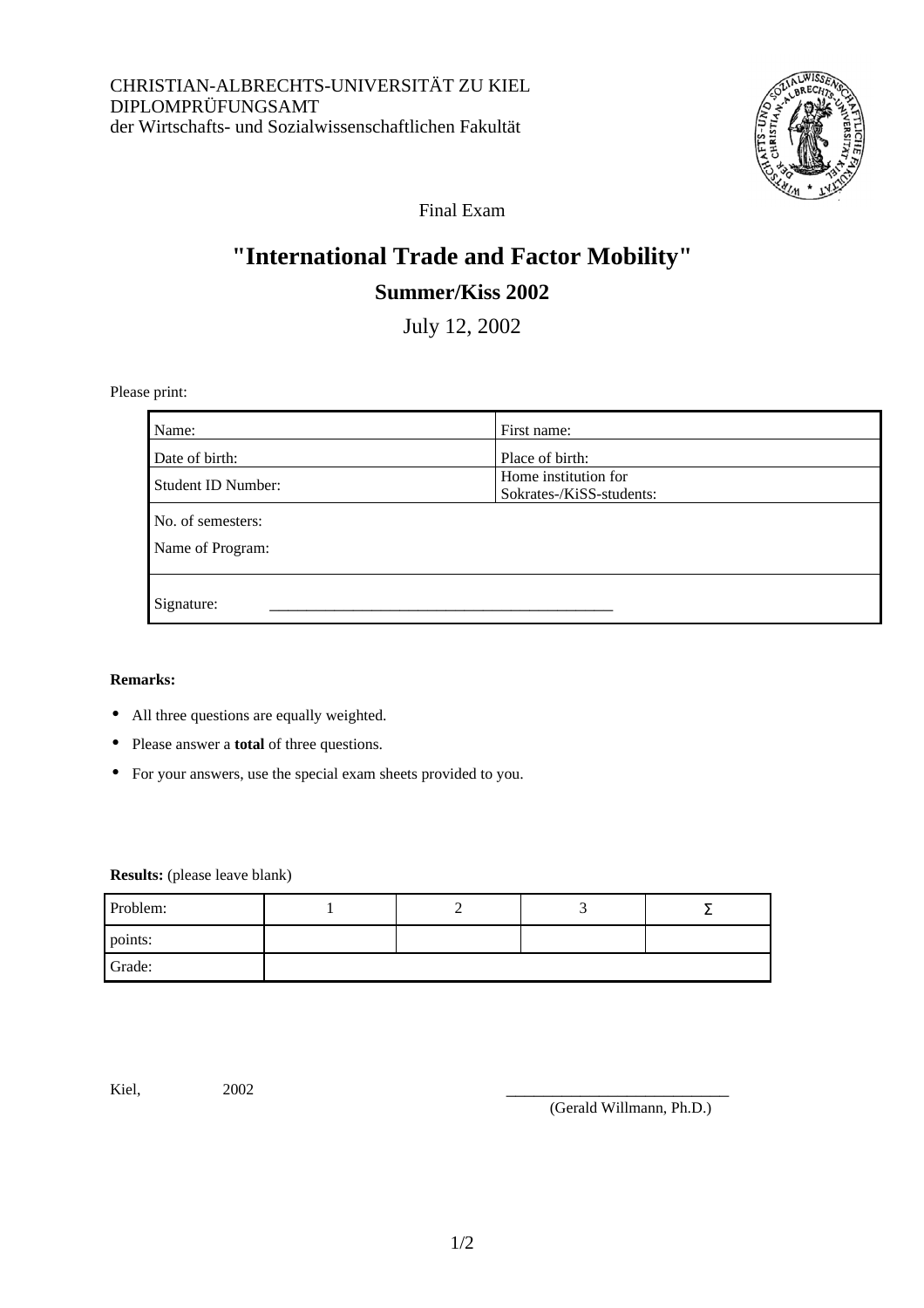CHRISTIAN-ALBRECHTS-UNIVERSITÄT ZU KIEL
DIPLOMPRÜFUNGSAMT
der Wirtschafts- und Sozialwissenschaftlichen Fakultät

Final Exam

# "International Trade and Factor Mobility"

## Summer/Kiss 2002

July 12, 2002

Please print:

| Name: | First name: |
|---|---|
| Date of birth: | Place of birth: |
| Student ID Number: | Home institution for Sokrates-/KiSS-students: |
| No. of semesters: Name of Program: | |
| Signature: ___________________________________________ | |

**Remarks:**

- All three questions are equally weighted.
- Please answer a **total** of three questions.
- For your answers, use the special exam sheets provided to you.

**Results:** (please leave blank)

| Problem: | 1 | 2 | 3 | Σ |
|---|---|---|---|---|
| points: | | | | |
| Grade: | | | | |

Kiel, 2002

____________________________
(Gerald Willmann, Ph.D.)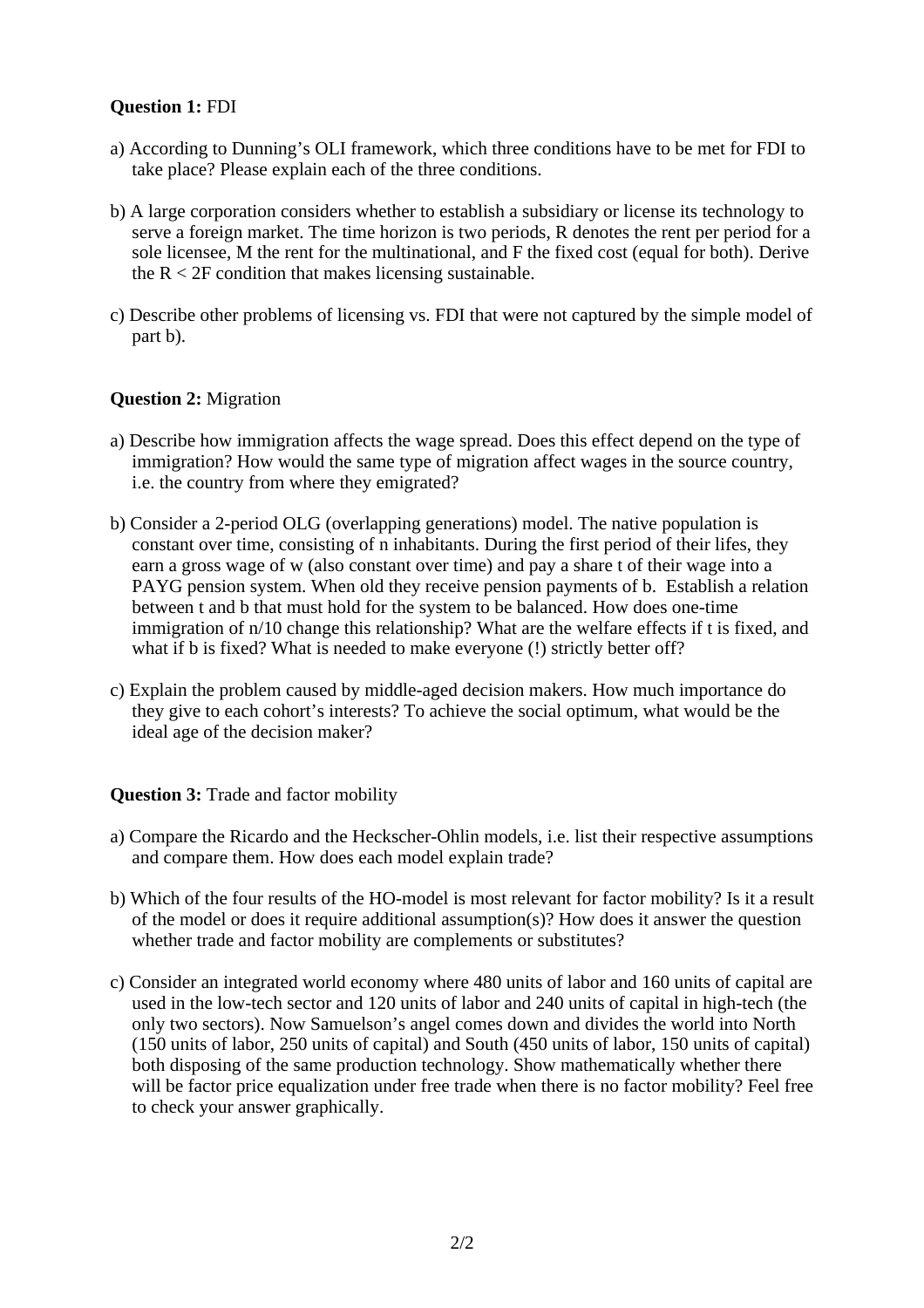**Question 1:** FDI

a) According to Dunning's OLI framework, which three conditions have to be met for FDI to take place? Please explain each of the three conditions.

b) A large corporation considers whether to establish a subsidiary or license its technology to serve a foreign market. The time horizon is two periods, R denotes the rent per period for a sole licensee, M the rent for the multinational, and F the fixed cost (equal for both). Derive the $R < 2F$ condition that makes licensing sustainable.

c) Describe other problems of licensing vs. FDI that were not captured by the simple model of part b).

**Question 2:** Migration

a) Describe how immigration affects the wage spread. Does this effect depend on the type of immigration? How would the same type of migration affect wages in the source country, i.e. the country from where they emigrated?

b) Consider a 2-period OLG (overlapping generations) model. The native population is constant over time, consisting of n inhabitants. During the first period of their lifes, they earn a gross wage of w (also constant over time) and pay a share t of their wage into a PAYG pension system. When old they receive pension payments of b. Establish a relation between t and b that must hold for the system to be balanced. How does one-time immigration of $n/10$ change this relationship? What are the welfare effects if t is fixed, and what if b is fixed? What is needed to make everyone (!) strictly better off?

c) Explain the problem caused by middle-aged decision makers. How much importance do they give to each cohort's interests? To achieve the social optimum, what would be the ideal age of the decision maker?

**Question 3:** Trade and factor mobility

a) Compare the Ricardo and the Heckscher-Ohlin models, i.e. list their respective assumptions and compare them. How does each model explain trade?

b) Which of the four results of the HO-model is most relevant for factor mobility? Is it a result of the model or does it require additional assumption(s)? How does it answer the question whether trade and factor mobility are complements or substitutes?

c) Consider an integrated world economy where 480 units of labor and 160 units of capital are used in the low-tech sector and 120 units of labor and 240 units of capital in high-tech (the only two sectors). Now Samuelson's angel comes down and divides the world into North (150 units of labor, 250 units of capital) and South (450 units of labor, 150 units of capital) both disposing of the same production technology. Show mathematically whether there will be factor price equalization under free trade when there is no factor mobility? Feel free to check your answer graphically.